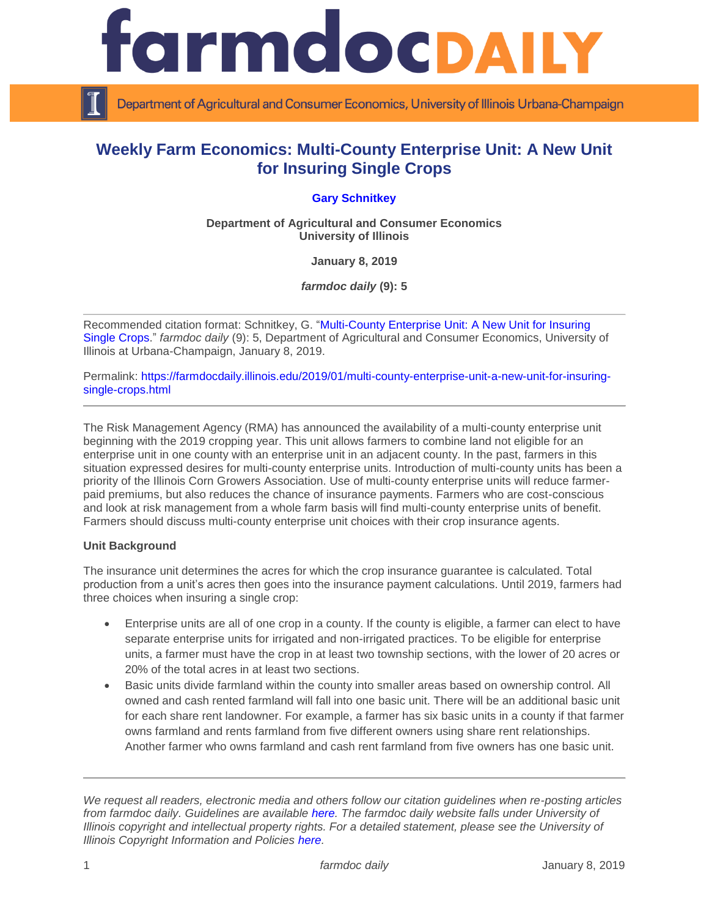# Weekly Farm Economics: Multi-County Enterprise Unit: A New Unit for Insuring Single Crops

**Gary Schnitkey**

**Department of Agricultural and Consumer Economics**
**University of Illinois**

**January 8, 2019**

***farmdoc daily* (9): 5**

---

Recommended citation format: Schnitkey, G. "Multi-County Enterprise Unit: A New Unit for Insuring Single Crops." *farmdoc daily* (9): 5, Department of Agricultural and Consumer Economics, University of Illinois at Urbana-Champaign, January 8, 2019.

Permalink: https://farmdocdaily.illinois.edu/2019/01/multi-county-enterprise-unit-a-new-unit-for-insuring-single-crops.html

---

The Risk Management Agency (RMA) has announced the availability of a multi-county enterprise unit beginning with the 2019 cropping year. This unit allows farmers to combine land not eligible for an enterprise unit in one county with an enterprise unit in an adjacent county. In the past, farmers in this situation expressed desires for multi-county enterprise units. Introduction of multi-county units has been a priority of the Illinois Corn Growers Association. Use of multi-county enterprise units will reduce farmer-paid premiums, but also reduces the chance of insurance payments. Farmers who are cost-conscious and look at risk management from a whole farm basis will find multi-county enterprise units of benefit. Farmers should discuss multi-county enterprise unit choices with their crop insurance agents.

**Unit Background**

The insurance unit determines the acres for which the crop insurance guarantee is calculated. Total production from a unit's acres then goes into the insurance payment calculations. Until 2019, farmers had three choices when insuring a single crop:

- Enterprise units are all of one crop in a county. If the county is eligible, a farmer can elect to have separate enterprise units for irrigated and non-irrigated practices. To be eligible for enterprise units, a farmer must have the crop in at least two township sections, with the lower of 20 acres or 20% of the total acres in at least two sections.
- Basic units divide farmland within the county into smaller areas based on ownership control. All owned and cash rented farmland will fall into one basic unit. There will be an additional basic unit for each share rent landowner. For example, a farmer has six basic units in a county if that farmer owns farmland and rents farmland from five different owners using share rent relationships. Another farmer who owns farmland and cash rent farmland from five owners has one basic unit.

---

*We request all readers, electronic media and others follow our citation guidelines when re-posting articles from farmdoc daily. Guidelines are available here. The farmdoc daily website falls under University of Illinois copyright and intellectual property rights. For a detailed statement, please see the University of Illinois Copyright Information and Policies here.*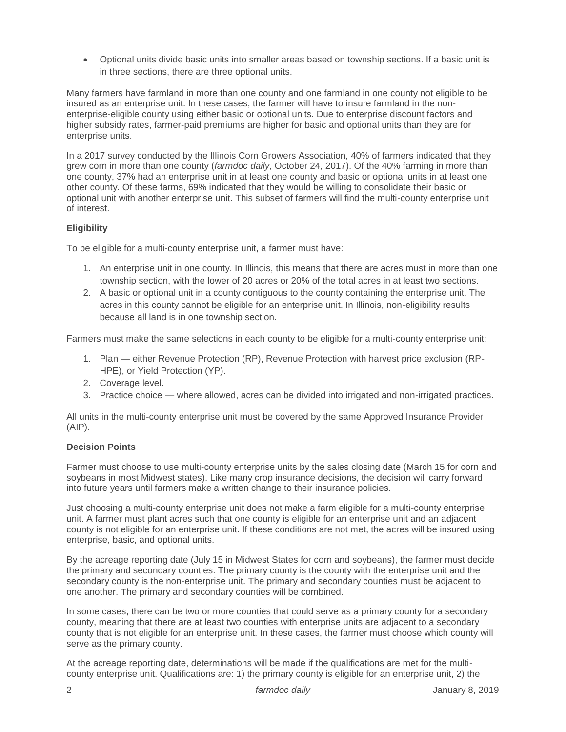- Optional units divide basic units into smaller areas based on township sections. If a basic unit is in three sections, there are three optional units.

Many farmers have farmland in more than one county and one farmland in one county not eligible to be insured as an enterprise unit. In these cases, the farmer will have to insure farmland in the non-enterprise-eligible county using either basic or optional units. Due to enterprise discount factors and higher subsidy rates, farmer-paid premiums are higher for basic and optional units than they are for enterprise units.

In a 2017 survey conducted by the Illinois Corn Growers Association, 40% of farmers indicated that they grew corn in more than one county (*farmdoc daily*, October 24, 2017). Of the 40% farming in more than one county, 37% had an enterprise unit in at least one county and basic or optional units in at least one other county. Of these farms, 69% indicated that they would be willing to consolidate their basic or optional unit with another enterprise unit. This subset of farmers will find the multi-county enterprise unit of interest.

**Eligibility**

To be eligible for a multi-county enterprise unit, a farmer must have:

1. An enterprise unit in one county. In Illinois, this means that there are acres must in more than one township section, with the lower of 20 acres or 20% of the total acres in at least two sections.
2. A basic or optional unit in a county contiguous to the county containing the enterprise unit. The acres in this county cannot be eligible for an enterprise unit. In Illinois, non-eligibility results because all land is in one township section.

Farmers must make the same selections in each county to be eligible for a multi-county enterprise unit:

1. Plan — either Revenue Protection (RP), Revenue Protection with harvest price exclusion (RP-HPE), or Yield Protection (YP).
2. Coverage level.
3. Practice choice — where allowed, acres can be divided into irrigated and non-irrigated practices.

All units in the multi-county enterprise unit must be covered by the same Approved Insurance Provider (AIP).

**Decision Points**

Farmer must choose to use multi-county enterprise units by the sales closing date (March 15 for corn and soybeans in most Midwest states). Like many crop insurance decisions, the decision will carry forward into future years until farmers make a written change to their insurance policies.

Just choosing a multi-county enterprise unit does not make a farm eligible for a multi-county enterprise unit. A farmer must plant acres such that one county is eligible for an enterprise unit and an adjacent county is not eligible for an enterprise unit. If these conditions are not met, the acres will be insured using enterprise, basic, and optional units.

By the acreage reporting date (July 15 in Midwest States for corn and soybeans), the farmer must decide the primary and secondary counties. The primary county is the county with the enterprise unit and the secondary county is the non-enterprise unit. The primary and secondary counties must be adjacent to one another. The primary and secondary counties will be combined.

In some cases, there can be two or more counties that could serve as a primary county for a secondary county, meaning that there are at least two counties with enterprise units are adjacent to a secondary county that is not eligible for an enterprise unit. In these cases, the farmer must choose which county will serve as the primary county.

At the acreage reporting date, determinations will be made if the qualifications are met for the multi-county enterprise unit. Qualifications are: 1) the primary county is eligible for an enterprise unit, 2) the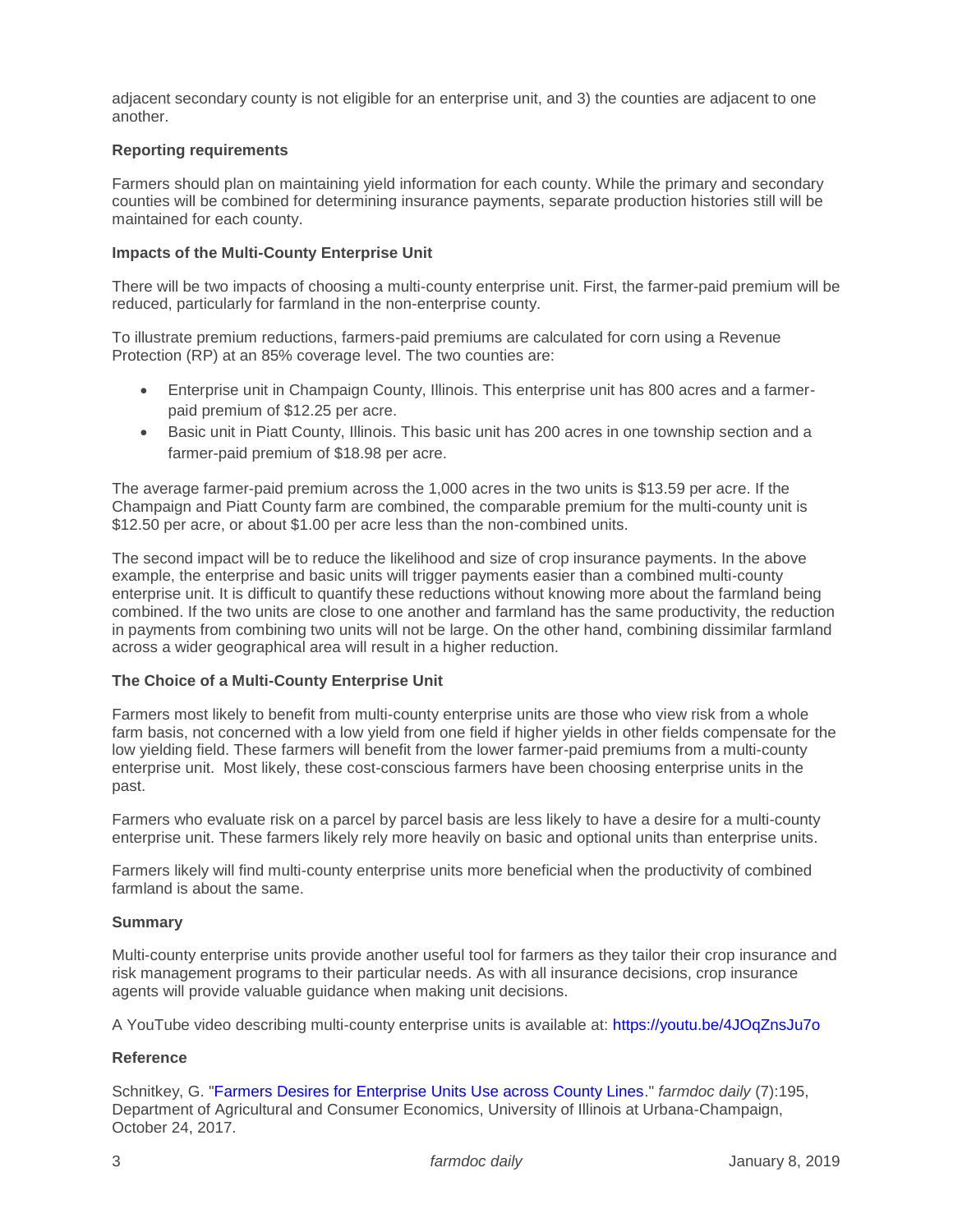adjacent secondary county is not eligible for an enterprise unit, and 3) the counties are adjacent to one another.

**Reporting requirements**

Farmers should plan on maintaining yield information for each county. While the primary and secondary counties will be combined for determining insurance payments, separate production histories still will be maintained for each county.

**Impacts of the Multi-County Enterprise Unit**

There will be two impacts of choosing a multi-county enterprise unit. First, the farmer-paid premium will be reduced, particularly for farmland in the non-enterprise county.

To illustrate premium reductions, farmers-paid premiums are calculated for corn using a Revenue Protection (RP) at an 85% coverage level. The two counties are:

- Enterprise unit in Champaign County, Illinois. This enterprise unit has 800 acres and a farmer-paid premium of $12.25 per acre.
- Basic unit in Piatt County, Illinois. This basic unit has 200 acres in one township section and a farmer-paid premium of $18.98 per acre.

The average farmer-paid premium across the 1,000 acres in the two units is $13.59 per acre. If the Champaign and Piatt County farm are combined, the comparable premium for the multi-county unit is $12.50 per acre, or about $1.00 per acre less than the non-combined units.

The second impact will be to reduce the likelihood and size of crop insurance payments. In the above example, the enterprise and basic units will trigger payments easier than a combined multi-county enterprise unit. It is difficult to quantify these reductions without knowing more about the farmland being combined. If the two units are close to one another and farmland has the same productivity, the reduction in payments from combining two units will not be large. On the other hand, combining dissimilar farmland across a wider geographical area will result in a higher reduction.

**The Choice of a Multi-County Enterprise Unit**

Farmers most likely to benefit from multi-county enterprise units are those who view risk from a whole farm basis, not concerned with a low yield from one field if higher yields in other fields compensate for the low yielding field. These farmers will benefit from the lower farmer-paid premiums from a multi-county enterprise unit. Most likely, these cost-conscious farmers have been choosing enterprise units in the past.

Farmers who evaluate risk on a parcel by parcel basis are less likely to have a desire for a multi-county enterprise unit. These farmers likely rely more heavily on basic and optional units than enterprise units.

Farmers likely will find multi-county enterprise units more beneficial when the productivity of combined farmland is about the same.

**Summary**

Multi-county enterprise units provide another useful tool for farmers as they tailor their crop insurance and risk management programs to their particular needs. As with all insurance decisions, crop insurance agents will provide valuable guidance when making unit decisions.

A YouTube video describing multi-county enterprise units is available at: https://youtu.be/4JOqZnsJu7o

**Reference**

Schnitkey, G. "Farmers Desires for Enterprise Units Use across County Lines." *farmdoc daily* (7):195, Department of Agricultural and Consumer Economics, University of Illinois at Urbana-Champaign, October 24, 2017.